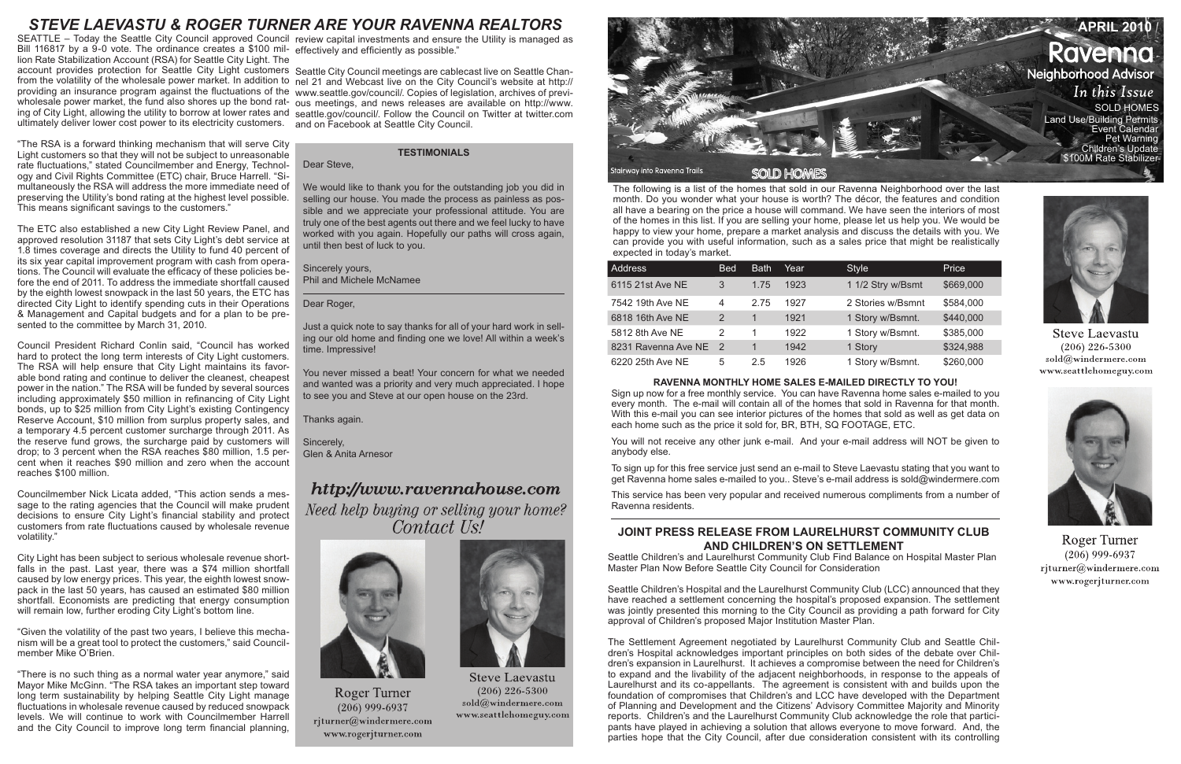# STEVE LAEVASTU & ROGER TURNER ARE YOUR RAVENNA REALTORS

SEATTLE – Today the Seattle City Council approved Council Bill 116817 by a 9-0 vote. The ordinance creates a $100 million Rate Stabilization Account (RSA) for Seattle City Light. The account provides protection for Seattle City Light customers from the volatility of the wholesale power market. In addition to providing an insurance program against the fluctuations of the wholesale power market, the fund also shores up the bond rating of City Light, allowing the utility to borrow at lower rates and ultimately deliver lower cost power to its electricity customers.

"The RSA is a forward thinking mechanism that will serve City Light customers so that they will not be subject to unreasonable rate fluctuations," stated Councilmember and Energy, Technology and Civil Rights Committee (ETC) chair, Bruce Harrell. "Simultaneously the RSA will address the more immediate need of preserving the Utility's bond rating at the highest level possible. This means significant savings to the customers."

The ETC also established a new City Light Review Panel, and approved resolution 31187 that sets City Light's debt service at 1.8 times coverage and directs the Utility to fund 40 percent of its six year capital improvement program with cash from operations. The Council will evaluate the efficacy of these policies before the end of 2011. To address the immediate shortfall caused by the eighth lowest snowpack in the last 50 years, the ETC has directed City Light to identify spending cuts in their Operations & Management and Capital budgets and for a plan to be presented to the committee by March 31, 2010.

Council President Richard Conlin said, "Council has worked hard to protect the long term interests of City Light customers. The RSA will help ensure that City Light maintains its favorable bond rating and continue to deliver the cleanest, cheapest power in the nation." The RSA will be funded by several sources including approximately $50 million in refinancing of City Light bonds, up to $25 million from City Light's existing Contingency Reserve Account, $10 million from surplus property sales, and a temporary 4.5 percent customer surcharge through 2011. As the reserve fund grows, the surcharge paid by customers will drop; to 3 percent when the RSA reaches $80 million, 1.5 percent when it reaches $90 million and zero when the account reaches $100 million.

Councilmember Nick Licata added, "This action sends a message to the rating agencies that the Council will make prudent decisions to ensure City Light's financial stability and protect customers from rate fluctuations caused by wholesale revenue volatility."

City Light has been subject to serious wholesale revenue shortfalls in the past. Last year, there was a $74 million shortfall caused by low energy prices. This year, the eighth lowest snowpack in the last 50 years, has caused an estimated $80 million shortfall. Economists are predicting that energy consumption will remain low, further eroding City Light's bottom line.

"Given the volatility of the past two years, I believe this mechanism will be a great tool to protect the customers," said Councilmember Mike O'Brien.

"There is no such thing as a normal water year anymore," said Mayor Mike McGinn. "The RSA takes an important step toward long term sustainability by helping Seattle City Light manage fluctuations in wholesale revenue caused by reduced snowpack levels. We will continue to work with Councilmember Harrell and the City Council to improve long term financial planning, review capital investments and ensure the Utility is managed as effectively and efficiently as possible."

Seattle City Council meetings are cablecast live on Seattle Channel 21 and Webcast live on the City Council's website at http://www.seattle.gov/council/. Copies of legislation, archives of previous meetings, and news releases are available on http://www.seattle.gov/council/. Follow the Council on Twitter at twitter.com and on Facebook at Seattle City Council.

### TESTIMONIALS

Dear Steve,

We would like to thank you for the outstanding job you did in selling our house. You made the process as painless as possible and we appreciate your professional attitude. You are truly one of the best agents out there and we feel lucky to have worked with you again. Hopefully our paths will cross again, until then best of luck to you.

Sincerely yours,
Phil and Michele McNamee

---

Dear Roger,

Just a quick note to say thanks for all of your hard work in selling our old home and finding one we love! All within a week's time. Impressive!

You never missed a beat! Your concern for what we needed and wanted was a priority and very much appreciated. I hope to see you and Steve at our open house on the 23rd.

Thanks again.

Sincerely,
Glen & Anita Arnesor

*http://www.ravennahouse.com*

*Need help buying or selling your home? Contact Us!*

Roger Turner
(206) 999-6937
rjturner@windermere.com
www.rogerjturner.com

Steve Laevastu
(206) 226-5300
sold@windermere.com
www.seattlehomeguy.com

# APRIL 2010 / Ravenna Neighborhood Advisor

*In this Issue*

- SOLD HOMES
- Land Use/Building Permits
- Event Calendar
- Pet Warning
- Children's Update
- $100M Rate Stabilizer

Stairway into Ravenna Trails

## SOLD HOMES

The following is a list of the homes that sold in our Ravenna Neighborhood over the last month. Do you wonder what your house is worth? The décor, the features and condition all have a bearing on the price a house will command. We have seen the interiors of most of the homes in this list. If you are selling your home, please let us help you. We would be happy to view your home, prepare a market analysis and discuss the details with you. We can provide you with useful information, such as a sales price that might be realistically expected in today's market.

| Address | Bed | Bath | Year | Style | Price |
|---|---|---|---|---|---|
| 6115 21st Ave NE | 3 | 1.75 | 1923 | 1 1/2 Stry w/Bsmt | $669,000 |
| 7542 19th Ave NE | 4 | 2.75 | 1927 | 2 Stories w/Bsmnt | $584,000 |
| 6818 16th Ave NE | 2 | 1 | 1921 | 1 Story w/Bsmnt. | $440,000 |
| 5812 8th Ave NE | 2 | 1 | 1922 | 1 Story w/Bsmnt. | $385,000 |
| 8231 Ravenna Ave NE | 2 | 1 | 1942 | 1 Story | $324,988 |
| 6220 25th Ave NE | 5 | 2.5 | 1926 | 1 Story w/Bsmnt. | $260,000 |

### RAVENNA MONTHLY HOME SALES E-MAILED DIRECTLY TO YOU!

Sign up now for a free monthly service. You can have Ravenna home sales e-mailed to you every month. The e-mail will contain all of the homes that sold in Ravenna for that month. With this e-mail you can see interior pictures of the homes that sold as well as get data on each home such as the price it sold for, BR, BTH, SQ FOOTAGE, ETC.

You will not receive any other junk e-mail. And your e-mail address will NOT be given to anybody else.

To sign up for this free service just send an e-mail to Steve Laevastu stating that you want to get Ravenna home sales e-mailed to you.. Steve's e-mail address is sold@windermere.com

This service has been very popular and received numerous compliments from a number of Ravenna residents.

Steve Laevastu
(206) 226-5300
sold@windermere.com
www.seattlehomeguy.com

Roger Turner
(206) 999-6937
rjturner@windermere.com
www.rogerjturner.com

### JOINT PRESS RELEASE FROM LAURELHURST COMMUNITY CLUB AND CHILDREN'S ON SETTLEMENT

Seattle Children's and Laurelhurst Community Club Find Balance on Hospital Master Plan Master Plan Now Before Seattle City Council for Consideration

Seattle Children's Hospital and the Laurelhurst Community Club (LCC) announced that they have reached a settlement concerning the hospital's proposed expansion. The settlement was jointly presented this morning to the City Council as providing a path forward for City approval of Children's proposed Major Institution Master Plan.

The Settlement Agreement negotiated by Laurelhurst Community Club and Seattle Children's Hospital acknowledges important principles on both sides of the debate over Children's expansion in Laurelhurst. It achieves a compromise between the need for Children's to expand and the livability of the adjacent neighborhoods, in response to the appeals of Laurelhurst and its co-appellants. The agreement is consistent with and builds upon the foundation of compromises that Children's and LCC have developed with the Department of Planning and Development and the Citizens' Advisory Committee Majority and Minority reports. Children's and the Laurelhurst Community Club acknowledge the role that participants have played in achieving a solution that allows everyone to move forward. And, the parties hope that the City Council, after due consideration consistent with its controlling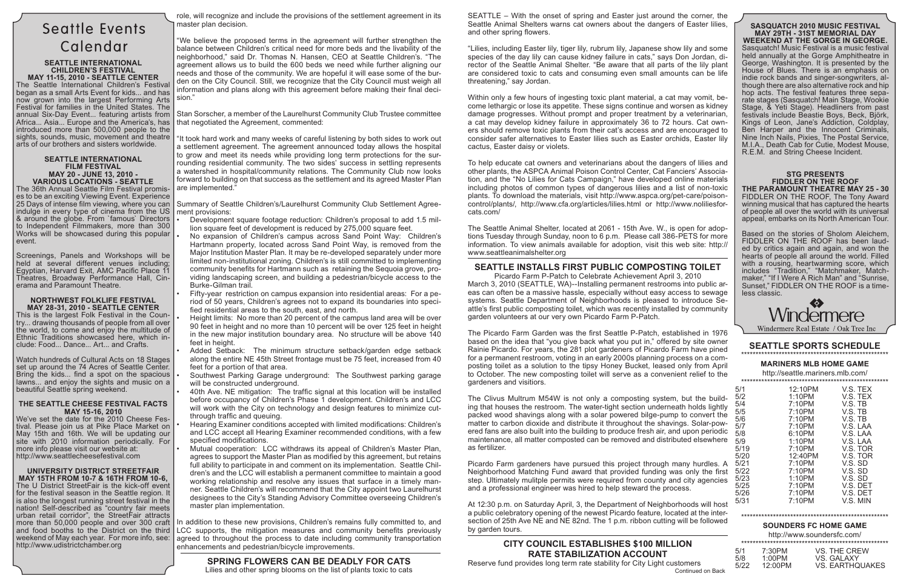# Seattle Events Calendar

### SEATTLE INTERNATIONAL CHILDREN'S FESTIVAL
### MAY 11-15, 2010 - SEATTLE CENTER

The Seattle International Children's Festival began as a small Arts Event for kids... and has now grown into the largest Performing Arts Festival for families in the United States. The annual Six-Day Event... featuring artists from Africa... Asia... Europe and the America's, has introduced more than 500,000 people to the sights, sounds, music, movement and theatre arts of our brothers and sisters worldwide.

### SEATTLE INTERNATIONAL FILM FESTIVAL
### MAY 20 - JUNE 13, 2010 - VARIOUS LOCATIONS - SEATTLE

The 36th Annual Seattle Film Festival promises to be an exciting Viewing Event. Experience 25 Days of intense film viewing, where you can indulge in every type of cinema from the US & around the globe. From `famous' Directors to Independent Filmmakers, more than 300 Works will be showcased during this popular event.

Screenings, Panels and Workshops will be held at several different venues including; Egyptian, Harvard Exit, AMC Pacific Place 11 Theatres, Broadway Performance Hall, Cinerama and Paramount Theatre.

### NORTHWEST FOLKLIFE FESTIVAL
### MAY 28-31, 2010 - SEATTLE CENTER

This is the largest Folk Festival in the Country... drawing thousands of people from all over the world, to come and enjoy the multitude of Ethnic Traditions showcased here, which include: Food... Dance... Art... and Crafts.

Watch hundreds of Cultural Acts on 18 Stages set up around the 74 Acres of Seattle Center. Bring the kids... find a spot on the spacious lawns... and enjoy the sights and music on a beautiful Seattle spring weekend.

### THE SEATTLE CHEESE FESTIVAL FACTS
### MAY 15-16, 2010

We've set the date for the 2010 Cheese Festival. Please join us at Pike Place Market on May 15th and 16th. We will be updating our site with 2010 information periodically. For more info please visit our website at: http://www.seattlecheesefestival.com

### UNIVERSITY DISTRICT STREETFAIR
### MAY 15TH FROM 10-7 & 16TH FROM 10-6,

The U District StreetFair is the kick-off event for the festival season in the Seattle region. It is also the longest running street festival in the nation! Self-described as "country fair meets urban retail corridor", the StreetFair attracts more than 50,000 people and over 300 craft and food booths to the District on the third weekend of May each year. For more info, see: http://www.udistrictchamber.org

role, will recognize and include the provisions of the settlement agreement in its master plan decision.

"We believe the proposed terms in the agreement will further strengthen the balance between Children's critical need for more beds and the livability of the neighborhood," said Dr. Thomas N. Hansen, CEO at Seattle Children's. "The agreement allows us to build the 600 beds we need while further aligning our needs and those of the community. We are hopeful it will ease some of the burden on the City Council. Still, we recognize that the City Council must weigh all information and plans along with this agreement before making their final decision."

Stan Sorscher, a member of the Laurelhurst Community Club Trustee committee that negotiated the Agreement, commented:

"It took hard work and many weeks of careful listening by both sides to work out a settlement agreement. The agreement announced today allows the hospital to grow and meet its needs while providing long term protections for the surrounding residential community. The two sides' success in settling represents a watershed in hospital/community relations. The Community Club now looks forward to building on that success as the settlement and its agreed Master Plan are implemented."

Summary of Seattle Children's/Laurelhurst Community Club Settlement Agreement provisions:

- Development square footage reduction: Children's proposal to add 1.5 million square feet of development is reduced by 275,000 square feet.
- No expansion of Children's campus across Sand Point Way: Children's Hartmann property, located across Sand Point Way, is removed from the Major Institution Master Plan. It may be re-developed separately under more limited non-institutional zoning. Children's is still committed to implementing community benefits for Hartmann such as retaining the Sequoia grove, providing landscaping screen, and building a pedestrian/bicycle access to the Burke-Gilman trail.
- Fifty-year restriction on campus expansion into residential areas: For a period of 50 years, Children's agrees not to expand its boundaries into specified residential areas to the south, east, and north.
- Height limits: No more than 20 percent of the campus land area will be over 90 feet in height and no more than 10 percent will be over 125 feet in height in the new major institution boundary area. No structure will be above 140 feet in height.
- Added Setback: The minimum structure setback/garden edge setback along the entire NE 45th Street frontage must be 75 feet, increased from 40 feet for a portion of that area.
- Southwest Parking Garage underground: The Southwest parking garage will be constructed underground.
- 40th Ave. NE mitigation: The traffic signal at this location will be installed before occupancy of Children's Phase 1 development. Children's and LCC will work with the City on technology and design features to minimize cut-through traffic and queuing.
- Hearing Examiner conditions accepted with limited modifications: Children's and LCC accept all Hearing Examiner recommended conditions, with a few specified modifications.
- Mutual cooperation: LCC withdraws its appeal of Children's Master Plan, agrees to support the Master Plan as modified by this agreement, but retains full ability to participate in and comment on its implementation. Seattle Children's and the LCC will establish a permanent committee to maintain a good working relationship and resolve any issues that surface in a timely manner. Seattle Children's will recommend that the City appoint two Laurelhurst designees to the City's Standing Advisory Committee overseeing Children's master plan implementation.

In addition to these new provisions, Children's remains fully committed to, and LCC supports, the mitigation measures and community benefits previously agreed to throughout the process to date including community transportation enhancements and pedestrian/bicycle improvements.

## SPRING FLOWERS CAN BE DEADLY FOR CATS

Lilies and other spring blooms on the list of plants toxic to cats

SEATTLE – With the onset of spring and Easter just around the corner, the Seattle Animal Shelters warns cat owners about the dangers of Easter lilies, and other spring flowers.

"Lilies, including Easter lily, tiger lily, rubrum lily, Japanese show lily and some species of the day lily can cause kidney failure in cats," says Don Jordan, director of the Seattle Animal Shelter. "Be aware that all parts of the lily plant are considered toxic to cats and consuming even small amounts can be life threatening," say Jordan.

Within only a few hours of ingesting toxic plant material, a cat may vomit, become lethargic or lose its appetite. These signs continue and worsen as kidney damage progresses. Without prompt and proper treatment by a veterinarian, a cat may develop kidney failure in approximately 36 to 72 hours. Cat owners should remove toxic plants from their cat's access and are encouraged to consider safer alternatives to Easter lilies such as Easter orchids, Easter lily cactus, Easter daisy or violets.

To help educate cat owners and veterinarians about the dangers of lilies and other plants, the ASPCA Animal Poison Control Center, Cat Fanciers' Association, and the "No Lilies for Cats Campaign," have developed online materials including photos of common types of dangerous lilies and a list of non-toxic plants. To download the materials, visit http://www.aspca.org/pet-care/poison-control/plants/, http://www.cfa.org/articles/lilies.html or http://www.noliliesforcats.com/

The Seattle Animal Shelter, located at 2061 - 15th Ave. W., is open for adoptions Tuesday through Sunday, noon to 6 p.m. Please call 386-PETS for more information. To view animals available for adoption, visit this web site: http://www.seattleanimalshelter.org

## SEATTLE INSTALLS FIRST PUBLIC COMPOSTING TOILET

Picardo Farm P-Patch to Celebrate Achievement April 3, 2010

March 3, 2010 (SEATTLE, WA)--Installing permanent restrooms into public areas can often be a massive hassle, especially without easy access to sewage systems. Seattle Department of Neighborhoods is pleased to introduce Seattle's first public composting toilet, which was recently installed by community garden volunteers at our very own Picardo Farm P-Patch.

The Picardo Farm Garden was the first Seattle P-Patch, established in 1976 based on the idea that "you give back what you put in," offered by site owner Rainie Picardo. For years, the 281 plot gardeners of Picardo Farm have pined for a permanent restroom, voting in an early 2000s planning process on a composting toilet as a solution to the tipsy Honey Bucket, leased only from April to October. The new composting toilet will serve as a convenient relief to the gardeners and visitors.

The Clivus Multrum M54W is not only a composting system, but the building that houses the restroom. The water-tight section underneath holds lightly packed wood shavings along with a solar powered bilge-pump to convert the matter to carbon dioxide and distribute it throughout the shavings. Solar-powered fans are also built into the building to produce fresh air, and upon periodic maintenance, all matter composted can be removed and distributed elsewhere as fertilizer.

Picardo Farm gardeners have pursued this project through many hurdles. A Neighborhood Matching Fund award that provided funding was only the first step. Ultimately mulitple permits were required from county and city agencies and a professional engineer was hired to help steward the process.

At 12:30 p.m. on Saturday April, 3, the Department of Neighborhoods will host a public celebratory opening of the newest Picardo feature, located at the intersection of 25th Ave NE and NE 82nd. The 1 p.m. ribbon cutting will be followed by garden tours.

## CITY COUNCIL ESTABLISHES $100 MILLION RATE STABILIZATION ACCOUNT

Reserve fund provides long term rate stability for City Light customers

Continued on Back

### SASQUATCH 2010 MUSIC FESTIVAL
### MAY 29TH - 31ST MEMORIAL DAY WEEKEND AT THE GORGE IN GEORGE.

Sasquatch! Music Festival is a music festival held annually at the Gorge Amphitheatre in George, Washington. It is presented by the House of Blues. There is an emphasis on indie rock bands and singer-songwriters, although there are also alternative rock and hip hop acts. The festival features three separate stages (Sasquatch! Main Stage, Wookie Stage, & Yeti Stage). Headliners from past festivals include Beastie Boys, Beck, Björk, Kings of Leon, Jane's Addiction, Coldplay, Ben Harper and the Innocent Criminals, Nine Inch Nails, Pixies, The Postal Service, M.I.A., Death Cab for Cutie, Modest Mouse, R.E.M. and String Cheese Incident.

### STG PRESENTS FIDDLER ON THE ROOF
### THE PARAMOUNT THEATRE MAY 25 - 30

FIDDLER ON THE ROOF, The Tony Award winning musical that has captured the hearts of people all over the world with its universal appeal, embarks on its North American Tour.

Based on the stories of Sholom Aleichem, FIDDLER ON THE ROOF has been lauded by critics again and again, and won the hearts of people all around the world. Filled with a rousing, heartwarming score, which includes "Tradition," "Matchmaker, Matchmaker," "If I Were A Rich Man" and "Sunrise, Sunset," FIDDLER ON THE ROOF is a timeless classic.

Windermere

Windermere Real Estate / Oak Tree Inc

## SEATTLE SPORTS SCHEDULE

### MARINERS MLB HOME GAME

http://seattle.mariners.mlb.com/

| | | |
|---|---|---|
| 5/1 | 12:10PM | V.S. TEX |
| 5/2 | 1:10PM | V.S. TEX |
| 5/4 | 7:10PM | V.S. TB |
| 5/5 | 7:10PM | V.S. TB |
| 5/6 | 7:10PM | V.S. TB |
| 5/7 | 7:10PM | V.S. LAA |
| 5/8 | 6:10PM | V.S. LAA |
| 5/9 | 1:10PM | V.S. LAA |
| 5/19 | 7:10PM | V.S. TOR |
| 5/20 | 12:40PM | V.S. TOR |
| 5/21 | 7:10PM | V.S. SD |
| 5/22 | 7:10PM | V.S. SD |
| 5/23 | 1:10PM | V.S. SD |
| 5/25 | 7:10PM | V.S. DET |
| 5/26 | 7:10PM | V.S. DET |
| 5/31 | 7:10PM | V.S. MIN |

### SOUNDERS FC HOME GAME

http://www.soundersfc.com/

| | | |
|---|---|---|
| 5/1 | 7:30PM | VS. THE CREW |
| 5/8 | 1:00PM | VS. GALAXY |
| 5/22 | 12:00PM | VS. EARTHQUAKES |